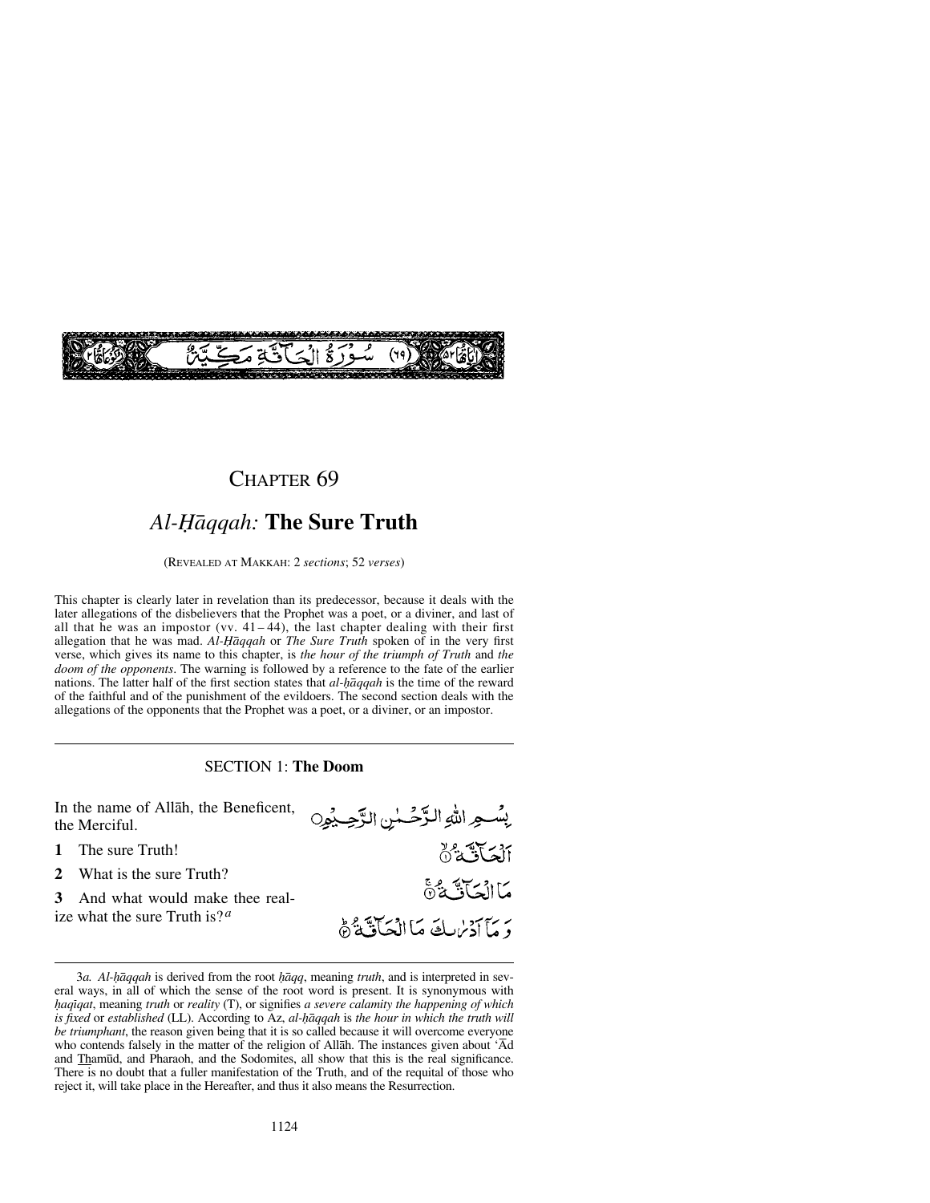سُورَةُ الْحَاقَّةِ مَكِّيَّةٌ (٦٩)

# CHAPTER 69

## *Al-Ḥāqqah:* The Sure Truth

(REVEALED AT MAKKAH: 2 *sections*; 52 *verses*)

This chapter is clearly later in revelation than its predecessor, because it deals with the later allegations of the disbelievers that the Prophet was a poet, or a diviner, and last of all that he was an impostor (vv. 41 – 44), the last chapter dealing with their first allegation that he was mad. *Al-Ḥāqqah* or *The Sure Truth* spoken of in the very first verse, which gives its name to this chapter, is *the hour of the triumph of Truth* and *the doom of the opponents*. The warning is followed by a reference to the fate of the earlier nations. The latter half of the first section states that *al-ḥāqqah* is the time of the reward of the faithful and of the punishment of the evildoers. The second section deals with the allegations of the opponents that the Prophet was a poet, or a diviner, or an impostor.

---

### SECTION 1: **The Doom**

In the name of Allāh, the Beneficent, the Merciful.

بِسْمِ اللّٰهِ الرَّحْمٰنِ الرَّحِيْمِ

**1** The sure Truth!

اَلْحَآقَّةُ ۙ﴿۱﴾

**2** What is the sure Truth?

مَا الْحَآقَّةُ ۚ﴿۲﴾

**3** And what would make thee realize what the sure Truth is?[a]

وَ مَآ اَدْرٰىكَ مَا الْحَآقَّةُ ؕ﴿۳﴾

---

3*a. Al-ḥāqqah* is derived from the root *ḥāqq*, meaning *truth*, and is interpreted in several ways, in all of which the sense of the root word is present. It is synonymous with *ḥaqīqat*, meaning *truth* or *reality* (T), or signifies *a severe calamity the happening of which is fixed* or *established* (LL). According to Az, *al-ḥāqqah* is *the hour in which the truth will be triumphant*, the reason given being that it is so called because it will overcome everyone who contends falsely in the matter of the religion of Allāh. The instances given about 'Ād and Thamūd, and Pharaoh, and the Sodomites, all show that this is the real significance. There is no doubt that a fuller manifestation of the Truth, and of the requital of those who reject it, will take place in the Hereafter, and thus it also means the Resurrection.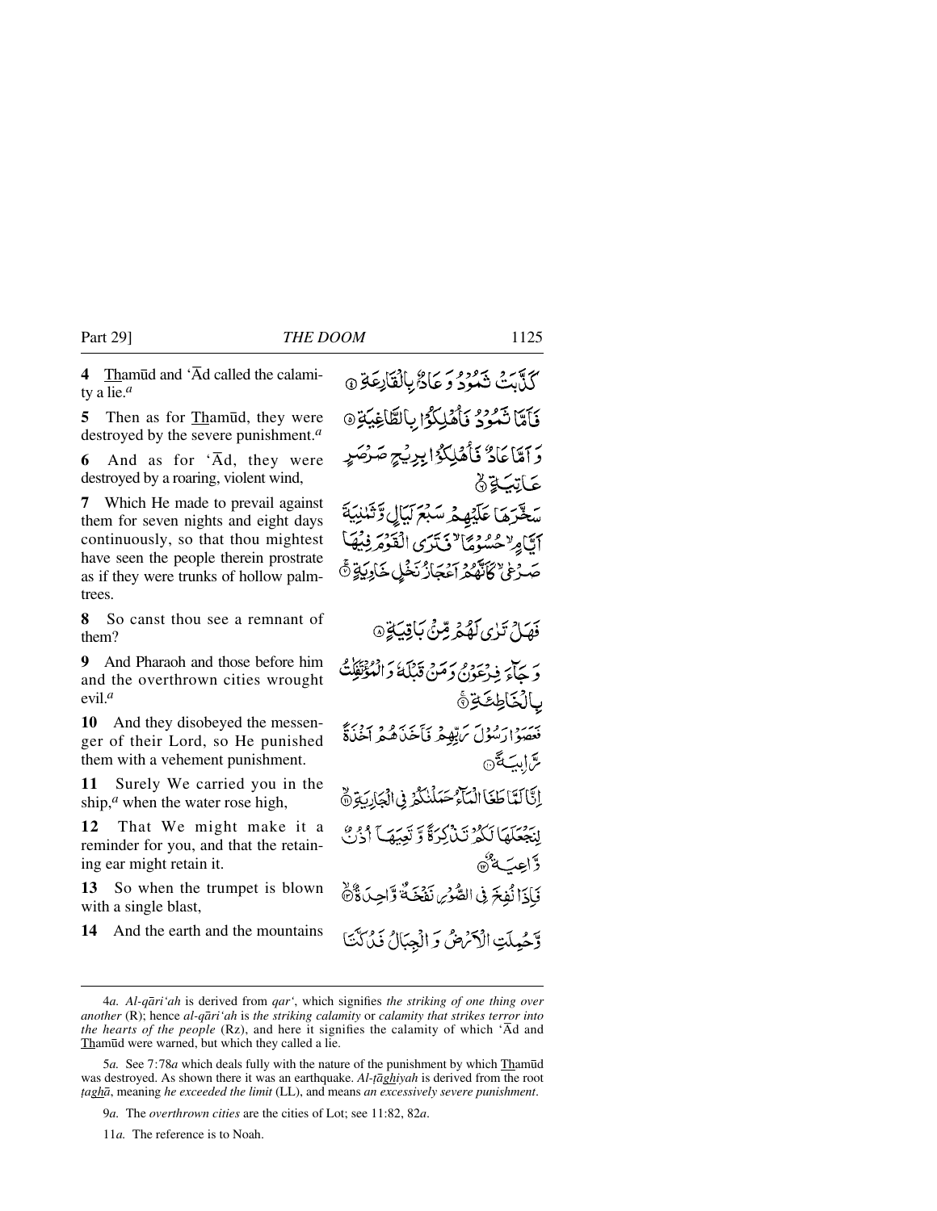**4** Thamūd and 'Ād called the calamity a lie.[a]

كَذَّبَتْ ثَمُودُ وَعَادٌۢ بِالْقَارِعَةِ ﴿٤﴾

**5** Then as for Thamūd, they were destroyed by the severe punishment.[a]

فَأَمَّا ثَمُودُ فَأُهْلِكُوا بِالطَّاغِيَةِ ﴿٥﴾

**6** And as for 'Ād, they were destroyed by a roaring, violent wind,

وَأَمَّا عَادٌ فَأُهْلِكُوا بِرِيحٍ صَرْصَرٍ عَاتِيَةٍ ﴿٦﴾

**7** Which He made to prevail against them for seven nights and eight days continuously, so that thou mightest have seen the people therein prostrate as if they were trunks of hollow palm-trees.

سَخَّرَهَا عَلَيْهِمْ سَبْعَ لَيَالٍ وَّثَمٰنِيَةَ أَيَّامٍ ۙ حُسُومًا ۙ فَتَرَى الْقَوْمَ فِيهَا صَرْعٰى ۙ كَأَنَّهُمْ أَعْجَازُ نَخْلٍ خَاوِيَةٍ ﴿٧﴾

**8** So canst thou see a remnant of them?

فَهَلْ تَرٰى لَهُمْ مِّنْۢ بَاقِيَةٍ ﴿٨﴾

**9** And Pharaoh and those before him and the overthrown cities wrought evil.[a]

وَجَآءَ فِرْعَوْنُ وَمَنْ قَبْلَهُ وَالْمُؤْتَفِكٰتُ بِالْخَاطِئَةِ ﴿٩﴾

**10** And they disobeyed the messenger of their Lord, so He punished them with a vehement punishment.

فَعَصَوْا رَسُولَ رَبِّهِمْ فَأَخَذَهُمْ أَخْذَةً رَّابِيَةً ﴿١٠﴾

**11** Surely We carried you in the ship,[a] when the water rose high,

إِنَّا لَمَّا طَغَا الْمَآءُ حَمَلْنٰكُمْ فِي الْجَارِيَةِ ﴿١١﴾

**12** That We might make it a reminder for you, and that the retaining ear might retain it.

لِنَجْعَلَهَا لَكُمْ تَذْكِرَةً وَّتَعِيَهَآ أُذُنٌ وَّاعِيَةٌ ﴿١٢﴾

**13** So when the trumpet is blown with a single blast,

فَإِذَا نُفِخَ فِي الصُّورِ نَفْخَةٌ وَّاحِدَةٌ ﴿١٣﴾

**14** And the earth and the mountains

وَّحُمِلَتِ الْأَرْضُ وَالْجِبَالُ فَدُكَّتَا

---

4*a.* *Al-qāri'ah* is derived from *qar'*, which signifies *the striking of one thing over another* (R); hence *al-qāri'ah* is *the striking calamity* or *calamity that strikes terror into the hearts of the people* (Rz), and here it signifies the calamity of which 'Ād and Thamūd were warned, but which they called a lie.

5*a.* See 7:78*a* which deals fully with the nature of the punishment by which Thamūd was destroyed. As shown there it was an earthquake. *Al-ṭāghiyah* is derived from the root *ṭaghā*, meaning *he exceeded the limit* (LL), and means *an excessively severe punishment*.

9*a.* The *overthrown cities* are the cities of Lot; see 11:82, 82*a*.

11*a.* The reference is to Noah.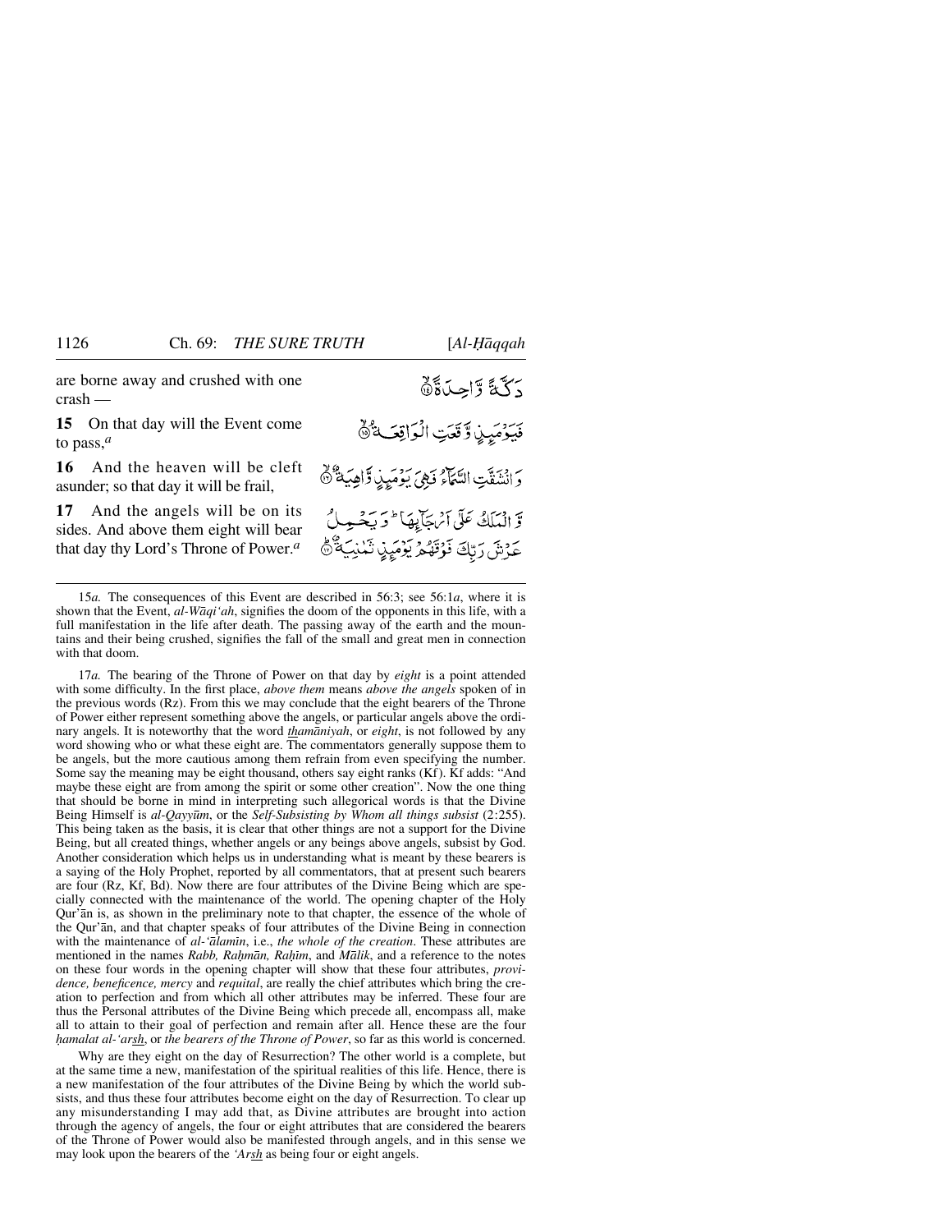are borne away and crushed with one crash —

دَكَّةً وَّاحِدَةً ﴿١٤﴾

**15** On that day will the Event come to pass,[a]

فَيَوْمَئِذٍ وَّقَعَتِ الْوَاقِعَةُ ﴿١٥﴾

**16** And the heaven will be cleft asunder; so that day it will be frail,

وَانْشَقَّتِ السَّمَآءُ فَهِيَ يَوْمَئِذٍ وَّاهِيَةٌ ﴿١٦﴾

**17** And the angels will be on its sides. And above them eight will bear that day thy Lord's Throne of Power.[a]

وَّالْمَلَكُ عَلٰٓى اَرْجَآئِهَا ؕ وَيَحْمِلُ عَرْشَ رَبِّكَ فَوْقَهُمْ يَوْمَئِذٍ ثَمٰنِيَةٌ ﴿١٧﴾

---

15*a.* The consequences of this Event are described in 56:3; see 56:1*a*, where it is shown that the Event, *al-Wāqi'ah*, signifies the doom of the opponents in this life, with a full manifestation in the life after death. The passing away of the earth and the mountains and their being crushed, signifies the fall of the small and great men in connection with that doom.

17*a.* The bearing of the Throne of Power on that day by *eight* is a point attended with some difficulty. In the first place, *above them* means *above the angels* spoken of in the previous words (Rz). From this we may conclude that the eight bearers of the Throne of Power either represent something above the angels, or particular angels above the ordinary angels. It is noteworthy that the word *thamāniyah*, or *eight*, is not followed by any word showing who or what these eight are. The commentators generally suppose them to be angels, but the more cautious among them refrain from even specifying the number. Some say the meaning may be eight thousand, others say eight ranks (Kf). Kf adds: "And maybe these eight are from among the spirit or some other creation". Now the one thing that should be borne in mind in interpreting such allegorical words is that the Divine Being Himself is *al-Qayyūm*, or the *Self-Subsisting by Whom all things subsist* (2:255). This being taken as the basis, it is clear that other things are not a support for the Divine Being, but all created things, whether angels or any beings above angels, subsist by God. Another consideration which helps us in understanding what is meant by these bearers is a saying of the Holy Prophet, reported by all commentators, that at present such bearers are four (Rz, Kf, Bd). Now there are four attributes of the Divine Being which are specially connected with the maintenance of the world. The opening chapter of the Holy Qur'ān is, as shown in the preliminary note to that chapter, the essence of the whole of the Qur'ān, and that chapter speaks of four attributes of the Divine Being in connection with the maintenance of *al-'ālamīn*, i.e., *the whole of the creation*. These attributes are mentioned in the names *Rabb, Raḥmān, Raḥīm*, and *Mālik*, and a reference to the notes on these four words in the opening chapter will show that these four attributes, *providence, beneficence, mercy* and *requital*, are really the chief attributes which bring the creation to perfection and from which all other attributes may be inferred. These four are thus the Personal attributes of the Divine Being which precede all, encompass all, make all to attain to their goal of perfection and remain after all. Hence these are the four *ḥamalat al-'arsh*, or *the bearers of the Throne of Power*, so far as this world is concerned.

Why are they eight on the day of Resurrection? The other world is a complete, but at the same time a new, manifestation of the spiritual realities of this life. Hence, there is a new manifestation of the four attributes of the Divine Being by which the world subsists, and thus these four attributes become eight on the day of Resurrection. To clear up any misunderstanding I may add that, as Divine attributes are brought into action through the agency of angels, the four or eight attributes that are considered the bearers of the Throne of Power would also be manifested through angels, and in this sense we may look upon the bearers of the *'Arsh* as being four or eight angels.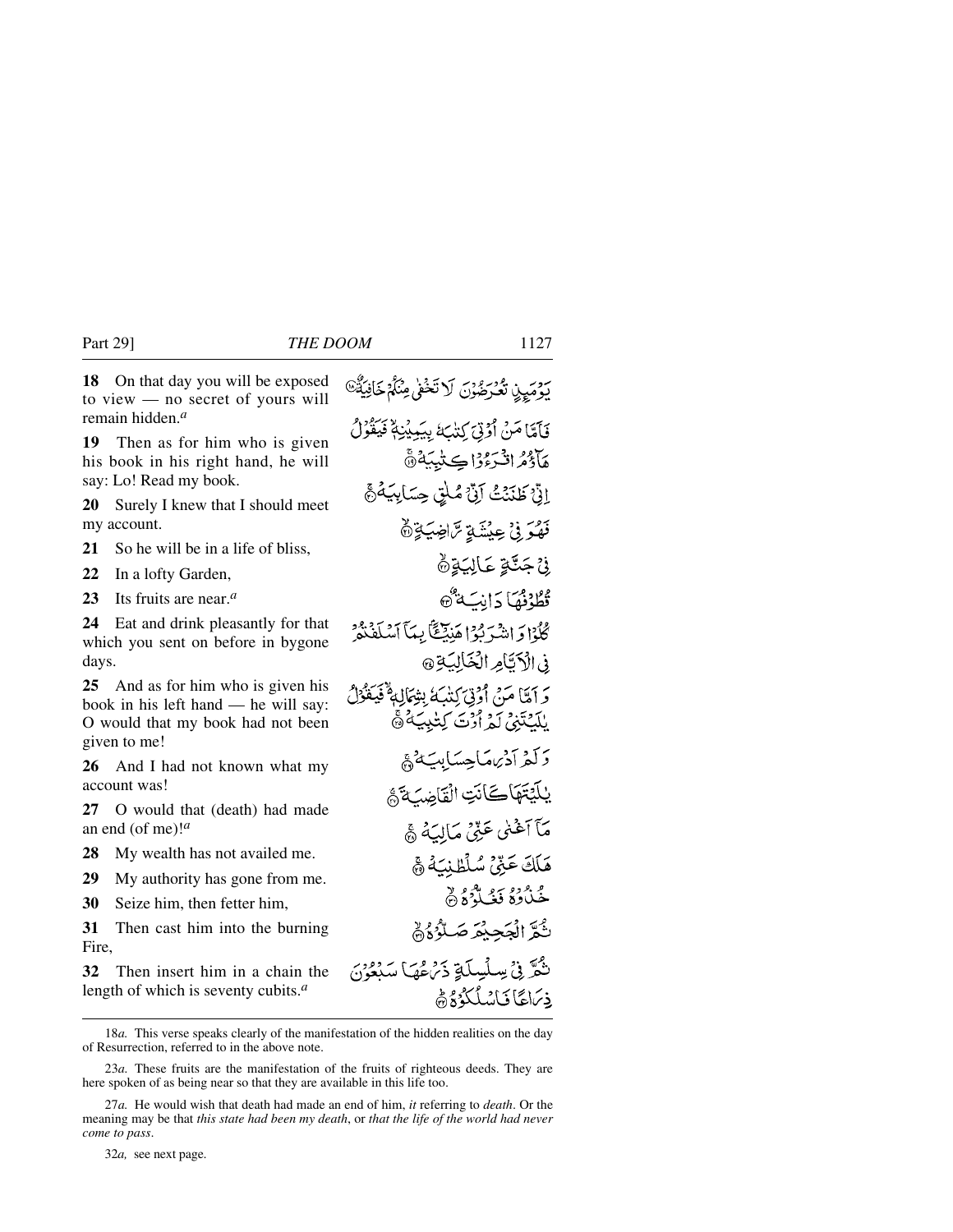**18** On that day you will be exposed to view — no secret of yours will remain hidden.[a]

يَوْمَئِذٍ تُعْرَضُونَ لَا تَخْفَىٰ مِنكُمْ خَافِيَةٌ ﴿١٨﴾

**19** Then as for him who is given his book in his right hand, he will say: Lo! Read my book.

فَأَمَّا مَنْ أُوتِيَ كِتَابَهُ بِيَمِينِهِ فَيَقُولُ هَاؤُمُ اقْرَءُوا كِتَابِيَهْ ﴿١٩﴾

**20** Surely I knew that I should meet my account.

إِنِّي ظَنَنتُ أَنِّي مُلَاقٍ حِسَابِيَهْ ﴿٢٠﴾

**21** So he will be in a life of bliss,

فَهُوَ فِي عِيشَةٍ رَّاضِيَةٍ ﴿٢١﴾

**22** In a lofty Garden,

فِي جَنَّةٍ عَالِيَةٍ ﴿٢٢﴾

**23** Its fruits are near.[a]

قُطُوفُهَا دَانِيَةٌ ﴿٢٣﴾

**24** Eat and drink pleasantly for that which you sent on before in bygone days.

كُلُوا وَاشْرَبُوا هَنِيئًا بِمَا أَسْلَفْتُمْ فِي الْأَيَّامِ الْخَالِيَةِ ﴿٢٤﴾

**25** And as for him who is given his book in his left hand — he will say: O would that my book had not been given to me!

وَأَمَّا مَنْ أُوتِيَ كِتَابَهُ بِشِمَالِهِ فَيَقُولُ يَا لَيْتَنِي لَمْ أُوتَ كِتَابِيَهْ ﴿٢٥﴾

**26** And I had not known what my account was!

وَلَمْ أَدْرِ مَا حِسَابِيَهْ ﴿٢٦﴾

**27** O would that (death) had made an end (of me)![a]

يَا لَيْتَهَا كَانَتِ الْقَاضِيَةَ ﴿٢٧﴾

**28** My wealth has not availed me.

مَا أَغْنَىٰ عَنِّي مَالِيَهْ ﴿٢٨﴾

**29** My authority has gone from me.

هَلَكَ عَنِّي سُلْطَانِيَهْ ﴿٢٩﴾

**30** Seize him, then fetter him,

خُذُوهُ فَغُلُّوهُ ﴿٣٠﴾

**31** Then cast him into the burning Fire,

ثُمَّ الْجَحِيمَ صَلُّوهُ ﴿٣١﴾

**32** Then insert him in a chain the length of which is seventy cubits.[a]

ثُمَّ فِي سِلْسِلَةٍ ذَرْعُهَا سَبْعُونَ ذِرَاعًا فَاسْلُكُوهُ ﴿٣٢﴾

---

18*a.* This verse speaks clearly of the manifestation of the hidden realities on the day of Resurrection, referred to in the above note.

23*a.* These fruits are the manifestation of the fruits of righteous deeds. They are here spoken of as being near so that they are available in this life too.

27*a.* He would wish that death had made an end of him, *it* referring to *death*. Or the meaning may be that *this state had been my death*, or *that the life of the world had never come to pass*.

32*a,* see next page.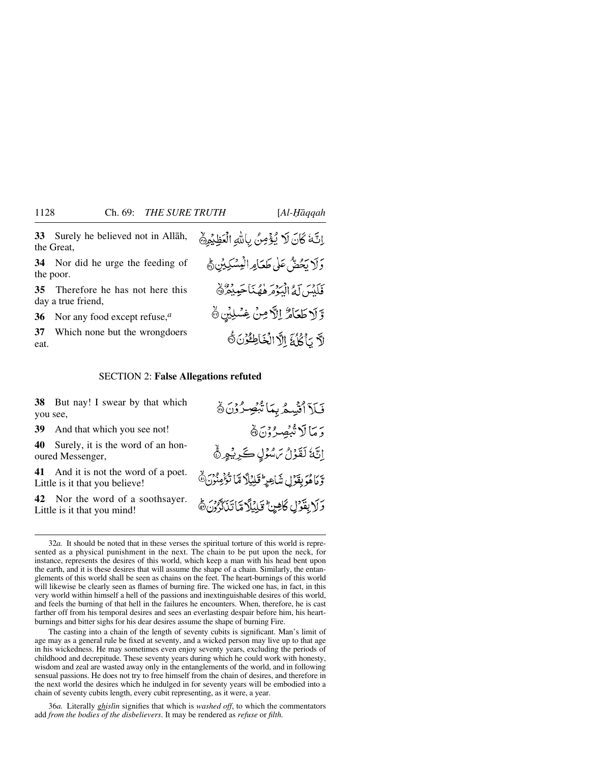**33** Surely he believed not in Allāh, the Great,

إِنَّهُ كَانَ لَا يُؤْمِنُ بِاللَّهِ الْعَظِيمِ ﴿٣٣﴾

**34** Nor did he urge the feeding of the poor.

وَلَا يَحُضُّ عَلَىٰ طَعَامِ الْمِسْكِينِ ﴿٣٤﴾

**35** Therefore he has not here this day a true friend,

فَلَيْسَ لَهُ الْيَوْمَ هَاهُنَا حَمِيمٌ ﴿٣٥﴾

**36** Nor any food except refuse,[a]

وَلَا طَعَامٌ إِلَّا مِنْ غِسْلِينٍ ﴿٣٦﴾

**37** Which none but the wrongdoers eat.

لَا يَأْكُلُهُ إِلَّا الْخَاطِئُونَ ﴿٣٧﴾

## SECTION 2: **False Allegations refuted**

**38** But nay! I swear by that which you see,

فَلَا أُقْسِمُ بِمَا تُبْصِرُونَ ﴿٣٨﴾

**39** And that which you see not!

وَمَا لَا تُبْصِرُونَ ﴿٣٩﴾

**40** Surely, it is the word of an honoured Messenger,

إِنَّهُ لَقَوْلُ رَسُولٍ كَرِيمٍ ﴿٤٠﴾

**41** And it is not the word of a poet. Little is it that you believe!

وَمَا هُوَ بِقَوْلِ شَاعِرٍ ۚ قَلِيلًا مَا تُؤْمِنُونَ ﴿٤١﴾

**42** Nor the word of a soothsayer. Little is it that you mind!

وَلَا بِقَوْلِ كَاهِنٍ ۚ قَلِيلًا مَا تَذَكَّرُونَ ﴿٤٢﴾

---

32*a.* It should be noted that in these verses the spiritual torture of this world is represented as a physical punishment in the next. The chain to be put upon the neck, for instance, represents the desires of this world, which keep a man with his head bent upon the earth, and it is these desires that will assume the shape of a chain. Similarly, the entanglements of this world shall be seen as chains on the feet. The heart-burnings of this world will likewise be clearly seen as flames of burning fire. The wicked one has, in fact, in this very world within himself a hell of the passions and inextinguishable desires of this world, and feels the burning of that hell in the failures he encounters. When, therefore, he is cast farther off from his temporal desires and sees an everlasting despair before him, his heart-burnings and bitter sighs for his dear desires assume the shape of burning Fire.

The casting into a chain of the length of seventy cubits is significant. Man's limit of age may as a general rule be fixed at seventy, and a wicked person may live up to that age in his wickedness. He may sometimes even enjoy seventy years, excluding the periods of childhood and decrepitude. These seventy years during which he could work with honesty, wisdom and zeal are wasted away only in the entanglements of the world, and in following sensual passions. He does not try to free himself from the chain of desires, and therefore in the next world the desires which he indulged in for seventy years will be embodied into a chain of seventy cubits length, every cubit representing, as it were, a year.

36*a.* Literally *ghislīn* signifies that which is *washed off*, to which the commentators add *from the bodies of the disbelievers*. It may be rendered as *refuse* or *filth.*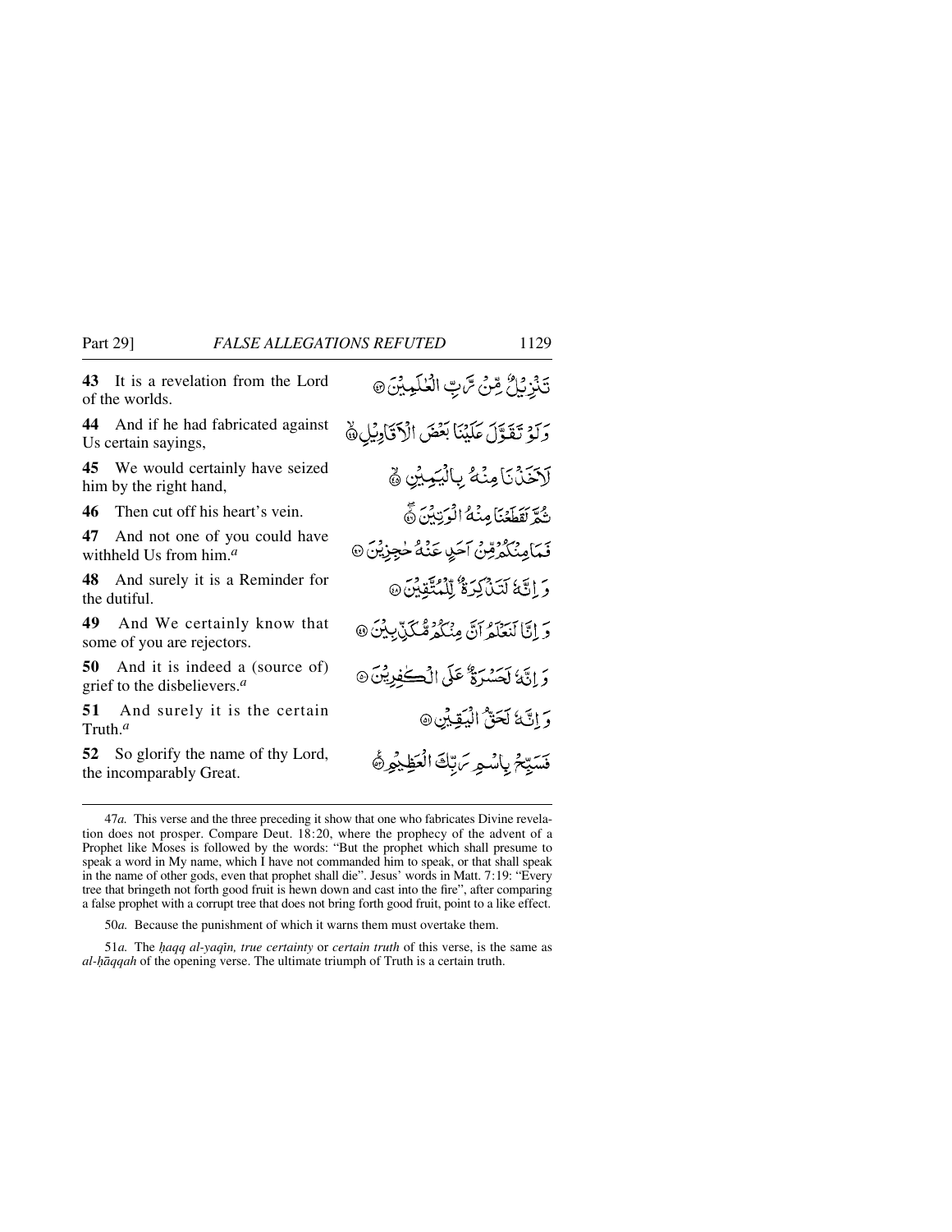**43** It is a revelation from the Lord of the worlds.

تَنْزِيْلٌ مِّنْ رَّبِّ الْعٰلَمِيْنَ ۞

**44** And if he had fabricated against Us certain sayings,

وَلَوْ تَقَوَّلَ عَلَيْنَا بَعْضَ الْاَقَاوِيْلِ ۞

**45** We would certainly have seized him by the right hand,

لَاَخَذْنَا مِنْهُ بِالْيَمِيْنِ ۞

**46** Then cut off his heart's vein.

ثُمَّ لَقَطَعْنَا مِنْهُ الْوَتِيْنَ ۞

**47** And not one of you could have withheld Us from him.[a]

فَمَا مِنْكُمْ مِّنْ اَحَدٍ عَنْهُ حٰجِزِيْنَ ۞

**48** And surely it is a Reminder for the dutiful.

وَاِنَّهٗ لَتَذْكِرَةٌ لِّلْمُتَّقِيْنَ ۞

**49** And We certainly know that some of you are rejectors.

وَاِنَّا لَنَعْلَمُ اَنَّ مِنْكُمْ مُّكَذِّبِيْنَ ۞

**50** And it is indeed a (source of) grief to the disbelievers.[a]

وَاِنَّهٗ لَحَسْرَةٌ عَلَى الْكٰفِرِيْنَ ۞

**51** And surely it is the certain Truth.[a]

وَاِنَّهٗ لَحَقُّ الْيَقِيْنِ ۞

**52** So glorify the name of thy Lord, the incomparably Great.

فَسَبِّحْ بِاسْمِ رَبِّكَ الْعَظِيْمِ ۞

---

47*a.* This verse and the three preceding it show that one who fabricates Divine revelation does not prosper. Compare Deut. 18:20, where the prophecy of the advent of a Prophet like Moses is followed by the words: "But the prophet which shall presume to speak a word in My name, which I have not commanded him to speak, or that shall speak in the name of other gods, even that prophet shall die". Jesus' words in Matt. 7:19: "Every tree that bringeth not forth good fruit is hewn down and cast into the fire", after comparing a false prophet with a corrupt tree that does not bring forth good fruit, point to a like effect.

50*a.* Because the punishment of which it warns them must overtake them.

51*a.* The *ḥaqq al-yaqīn, true certainty* or *certain truth* of this verse, is the same as *al-ḥāqqah* of the opening verse. The ultimate triumph of Truth is a certain truth.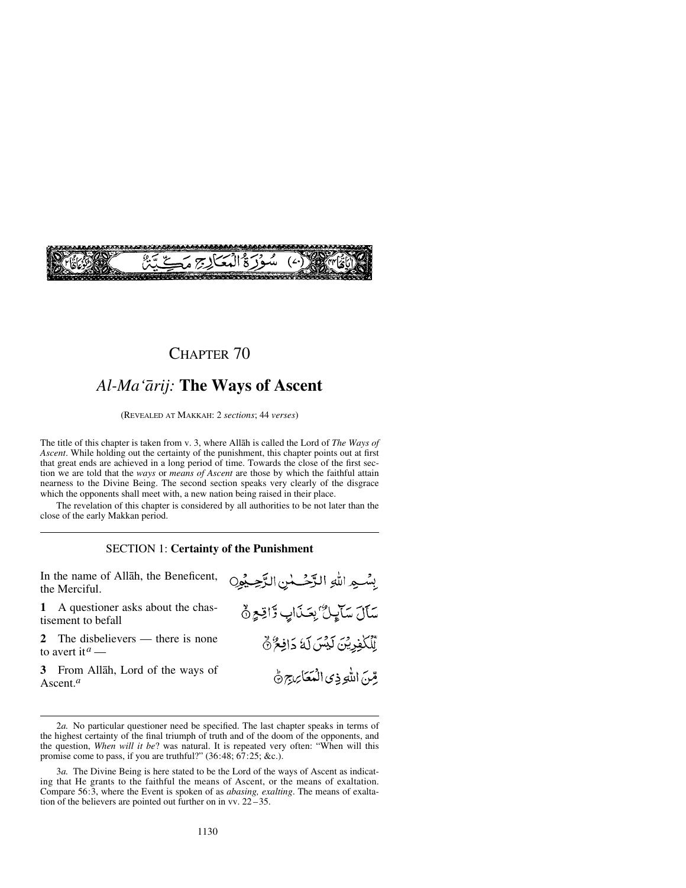سُورَةُ الْمَعَارِجِ مَكِّيَّةٌ (٧٠)

# CHAPTER 70

## *Al-Ma'ārij:* The Ways of Ascent

(REVEALED AT MAKKAH: 2 *sections*; 44 *verses*)

The title of this chapter is taken from v. 3, where Allāh is called the Lord of *The Ways of Ascent*. While holding out the certainty of the punishment, this chapter points out at first that great ends are achieved in a long period of time. Towards the close of the first section we are told that the *ways* or *means of Ascent* are those by which the faithful attain nearness to the Divine Being. The second section speaks very clearly of the disgrace which the opponents shall meet with, a new nation being raised in their place.

The revelation of this chapter is considered by all authorities to be not later than the close of the early Makkan period.

### SECTION 1: **Certainty of the Punishment**

In the name of Allāh, the Beneficent, the Merciful.

بِسْمِ اللّٰهِ الرَّحْمٰنِ الرَّحِيْمِ

**1** A questioner asks about the chastisement to befall

سَاَلَ سَآئِلٌۢ بِعَذَابٍ وَّاقِعٍ ۙ

**2** The disbelievers — there is none to avert it[a] —

لِّلْكٰفِرِيْنَ لَيْسَ لَهٗ دَافِعٌ ۙ

**3** From Allāh, Lord of the ways of Ascent.[a]

مِّنَ اللّٰهِ ذِی الْمَعَارِجِ ؕ

---

2*a.* No particular questioner need be specified. The last chapter speaks in terms of the highest certainty of the final triumph of truth and of the doom of the opponents, and the question, *When will it be*? was natural. It is repeated very often: "When will this promise come to pass, if you are truthful?" (36:48; 67:25; &c.).

3*a.* The Divine Being is here stated to be the Lord of the ways of Ascent as indicating that He grants to the faithful the means of Ascent, or the means of exaltation. Compare 56:3, where the Event is spoken of as *abasing, exalting*. The means of exaltation of the believers are pointed out further on in vv. 22 – 35.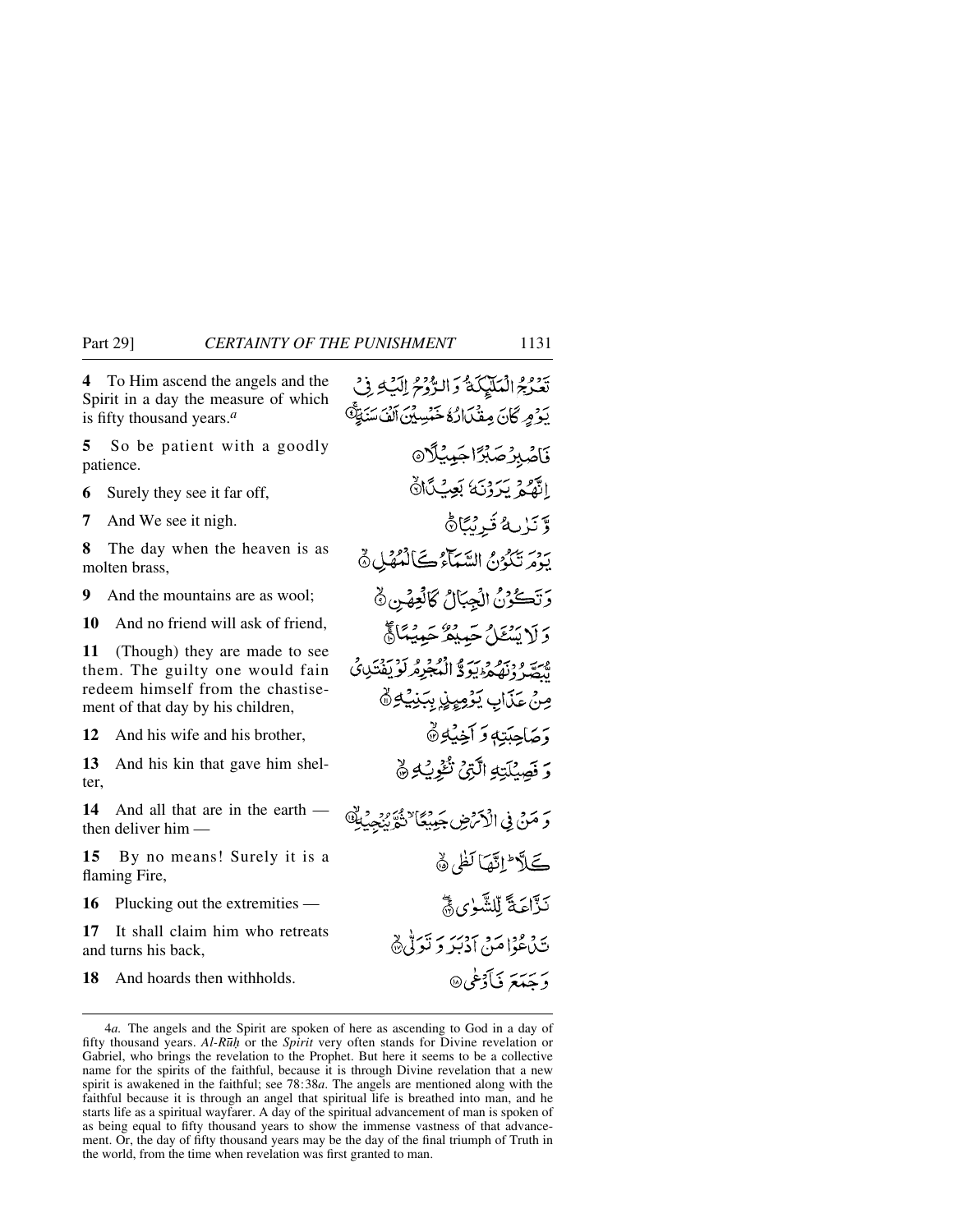**4** To Him ascend the angels and the Spirit in a day the measure of which is fifty thousand years.[a]

تَعْرُجُ الْمَلٰٓئِكَةُ وَ الرُّوْحُ اِلَيْهِ فِيْ يَوْمٍ كَانَ مِقْدَارُهٗ خَمْسِيْنَ اَلْفَ سَنَةٍ ﴿۴﴾

**5** So be patient with a goodly patience.

فَاصْبِرْ صَبْرًا جَمِيْلًا ﴿۵﴾

**6** Surely they see it far off,

اِنَّهُمْ يَرَوْنَهٗ بَعِيْدًا ﴿۶﴾

**7** And We see it nigh.

وَّ نَرٰىهُ قَرِيْبًا ﴿۷﴾

**8** The day when the heaven is as molten brass,

يَوْمَ تَكُوْنُ السَّمَآءُ كَالْمُهْلِ ﴿۸﴾

**9** And the mountains are as wool;

وَ تَكُوْنُ الْجِبَالُ كَالْعِهْنِ ﴿۹﴾

**10** And no friend will ask of friend,

وَ لَا يَسْـَٔلُ حَمِيْمٌ حَمِيْمًا ﴿۱۰﴾

**11** (Though) they are made to see them. The guilty one would fain redeem himself from the chastisement of that day by his children,

يُّبَصَّرُوْنَهُمْ ؕ يَوَدُّ الْمُجْرِمُ لَوْ يَفْتَدِيْ مِنْ عَذَابِ يَوْمِئِذٍۭ بِبَنِيْهِ ﴿۱۱﴾

**12** And his wife and his brother,

وَ صَاحِبَتِهٖ وَ اَخِيْهِ ﴿۱۲﴾

**13** And his kin that gave him shelter,

وَ فَصِيْلَتِهِ الَّتِيْ تُـْٔوِيْهِ ﴿۱۳﴾

**14** And all that are in the earth — then deliver him —

وَ مَنْ فِي الْاَرْضِ جَمِيْعًا ۙ ثُمَّ يُنْجِيْهِ ﴿۱۴﴾

**15** By no means! Surely it is a flaming Fire,

كَلَّا ؕ اِنَّهَا لَظٰى ﴿۱۵﴾

**16** Plucking out the extremities —

نَزَّاعَةً لِّلشَّوٰى ﴿۱۶﴾

**17** It shall claim him who retreats and turns his back,

تَدْعُوْا مَنْ اَدْبَرَ وَ تَوَلّٰى ﴿۱۷﴾

**18** And hoards then withholds.

وَ جَمَعَ فَاَوْعٰى ﴿۱۸﴾

---

4*a.* The angels and the Spirit are spoken of here as ascending to God in a day of fifty thousand years. *Al-Rūḥ* or the *Spirit* very often stands for Divine revelation or Gabriel, who brings the revelation to the Prophet. But here it seems to be a collective name for the spirits of the faithful, because it is through Divine revelation that a new spirit is awakened in the faithful; see 78:38*a*. The angels are mentioned along with the faithful because it is through an angel that spiritual life is breathed into man, and he starts life as a spiritual wayfarer. A day of the spiritual advancement of man is spoken of as being equal to fifty thousand years to show the immense vastness of that advancement. Or, the day of fifty thousand years may be the day of the final triumph of Truth in the world, from the time when revelation was first granted to man.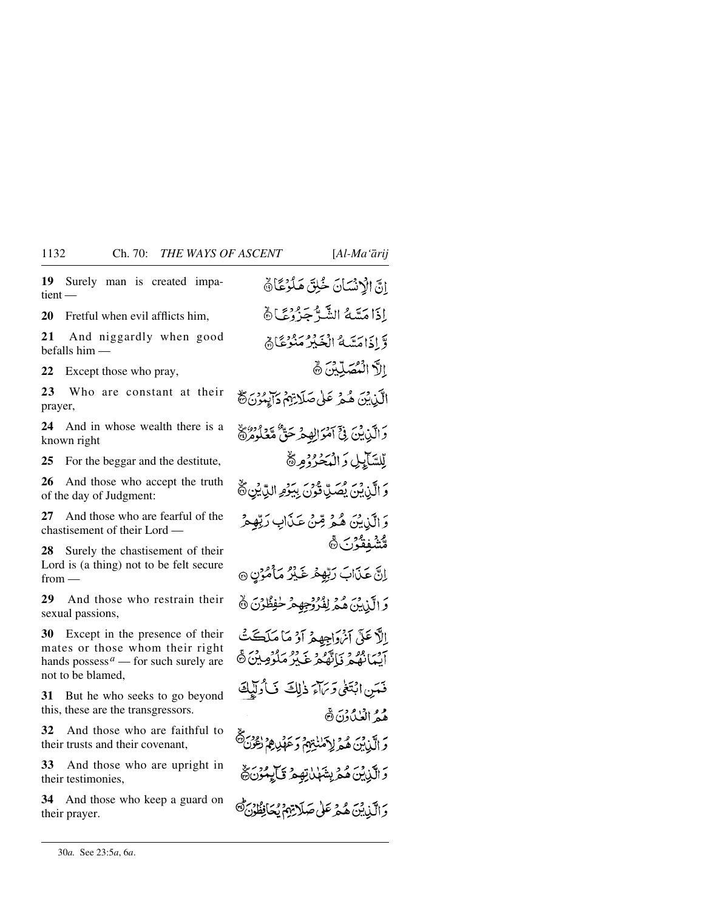| | |
|---|---|
| **19** Surely man is created impatient — | إِنَّ الْإِنسَانَ خُلِقَ هَلُوعًا ﴿١٩﴾ |
| **20** Fretful when evil afflicts him, | إِذَا مَسَّهُ الشَّرُّ جَزُوعًا ﴿٢٠﴾ |
| **21** And niggardly when good befalls him — | وَإِذَا مَسَّهُ الْخَيْرُ مَنُوعًا ﴿٢١﴾ |
| **22** Except those who pray, | إِلَّا الْمُصَلِّينَ ﴿٢٢﴾ |
| **23** Who are constant at their prayer, | الَّذِينَ هُمْ عَلَىٰ صَلَاتِهِمْ دَائِمُونَ ﴿٢٣﴾ |
| **24** And in whose wealth there is a known right | وَالَّذِينَ فِي أَمْوَالِهِمْ حَقٌّ مَّعْلُومٌ ﴿٢٤﴾ |
| **25** For the beggar and the destitute, | لِّلسَّائِلِ وَالْمَحْرُومِ ﴿٢٥﴾ |
| **26** And those who accept the truth of the day of Judgment: | وَالَّذِينَ يُصَدِّقُونَ بِيَوْمِ الدِّينِ ﴿٢٦﴾ |
| **27** And those who are fearful of the chastisement of their Lord — | وَالَّذِينَ هُم مِّنْ عَذَابِ رَبِّهِم مُّشْفِقُونَ ﴿٢٧﴾ |
| **28** Surely the chastisement of their Lord is (a thing) not to be felt secure from — | إِنَّ عَذَابَ رَبِّهِمْ غَيْرُ مَأْمُونٍ ﴿٢٨﴾ |
| **29** And those who restrain their sexual passions, | وَالَّذِينَ هُمْ لِفُرُوجِهِمْ حَافِظُونَ ﴿٢٩﴾ |
| **30** Except in the presence of their mates or those whom their right hands possess[a] — for such surely are not to be blamed, | إِلَّا عَلَىٰ أَزْوَاجِهِمْ أَوْ مَا مَلَكَتْ أَيْمَانُهُمْ فَإِنَّهُمْ غَيْرُ مَلُومِينَ ﴿٣٠﴾ |
| **31** But he who seeks to go beyond this, these are the transgressors. | فَمَنِ ابْتَغَىٰ وَرَاءَ ذَٰلِكَ فَأُولَٰئِكَ هُمُ الْعَادُونَ ﴿٣١﴾ |
| **32** And those who are faithful to their trusts and their covenant, | وَالَّذِينَ هُمْ لِأَمَانَاتِهِمْ وَعَهْدِهِمْ رَاعُونَ ﴿٣٢﴾ |
| **33** And those who are upright in their testimonies, | وَالَّذِينَ هُم بِشَهَادَاتِهِمْ قَائِمُونَ ﴿٣٣﴾ |
| **34** And those who keep a guard on their prayer. | وَالَّذِينَ هُمْ عَلَىٰ صَلَاتِهِمْ يُحَافِظُونَ ﴿٣٤﴾ |

---

30*a*. See 23:5*a*, 6*a*.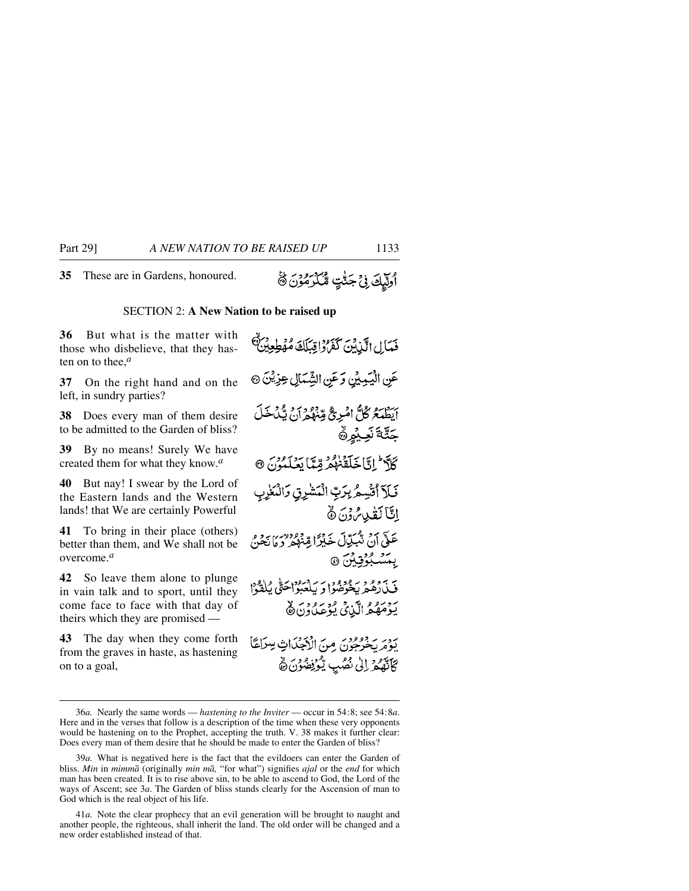**35** These are in Gardens, honoured.

أُولَٰٓئِكَ فِى جَنَّٰتٍ مُّكْرَمُونَ ﴿٣٥﴾

## SECTION 2: **A New Nation to be raised up**

**36** But what is the matter with those who disbelieve, that they hasten on to thee,[a]

فَمَالِ الَّذِيْنَ كَفَرُوْا قِبَلَكَ مُهْطِعِيْنَ ﴿٣٦﴾

**37** On the right hand and on the left, in sundry parties?

عَنِ الْيَمِيْنِ وَعَنِ الشِّمَالِ عِزِيْنَ ﴿٣٧﴾

**38** Does every man of them desire to be admitted to the Garden of bliss?

اَيَطْمَعُ كُلُّ امْرِئٍ مِّنْهُمْ اَنْ يُّدْخَلَ جَنَّةَ نَعِيْمٍ ﴿٣٨﴾

**39** By no means! Surely We have created them for what they know.[a]

كَلَّا ؕ اِنَّا خَلَقْنٰهُمْ مِّمَّا يَعْلَمُوْنَ ﴿٣٩﴾

**40** But nay! I swear by the Lord of the Eastern lands and the Western lands! that We are certainly Powerful

فَلَآ اُقْسِمُ بِرَبِّ الْمَشٰرِقِ وَالْمَغٰرِبِ اِنَّا لَقٰدِرُوْنَ ﴿٤٠﴾

**41** To bring in their place (others) better than them, and We shall not be overcome.[a]

عَلٰٓى اَنْ نُّبَدِّلَ خَيْرًا مِّنْهُمْ وَمَا نَحْنُ بِمَسْبُوْقِيْنَ ﴿٤١﴾

**42** So leave them alone to plunge in vain talk and to sport, until they come face to face with that day of theirs which they are promised —

فَذَرْهُمْ يَخُوْضُوْا وَيَلْعَبُوْا حَتّٰى يُلٰقُوْا يَوْمَهُمُ الَّذِيْ يُوْعَدُوْنَ ﴿٤٢﴾

**43** The day when they come forth from the graves in haste, as hastening on to a goal,

يَوْمَ يَخْرُجُوْنَ مِنَ الْاَجْدَاثِ سِرَاعًا كَاَنَّهُمْ اِلٰى نُصُبٍ يُّوْفِضُوْنَ ﴿٤٣﴾

---

36*a.* Nearly the same words — *hastening to the Inviter* — occur in 54:8; see 54:8*a*. Here and in the verses that follow is a description of the time when these very opponents would be hastening on to the Prophet, accepting the truth. V. 38 makes it further clear: Does every man of them desire that he should be made to enter the Garden of bliss?

39*a.* What is negatived here is the fact that the evildoers can enter the Garden of bliss. *Min* in *mimmā* (originally *min mā,* "for what") signifies *ajal* or the *end* for which man has been created. It is to rise above sin, to be able to ascend to God, the Lord of the ways of Ascent; see 3*a*. The Garden of bliss stands clearly for the Ascension of man to God which is the real object of his life.

41*a.* Note the clear prophecy that an evil generation will be brought to naught and another people, the righteous, shall inherit the land. The old order will be changed and a new order established instead of that.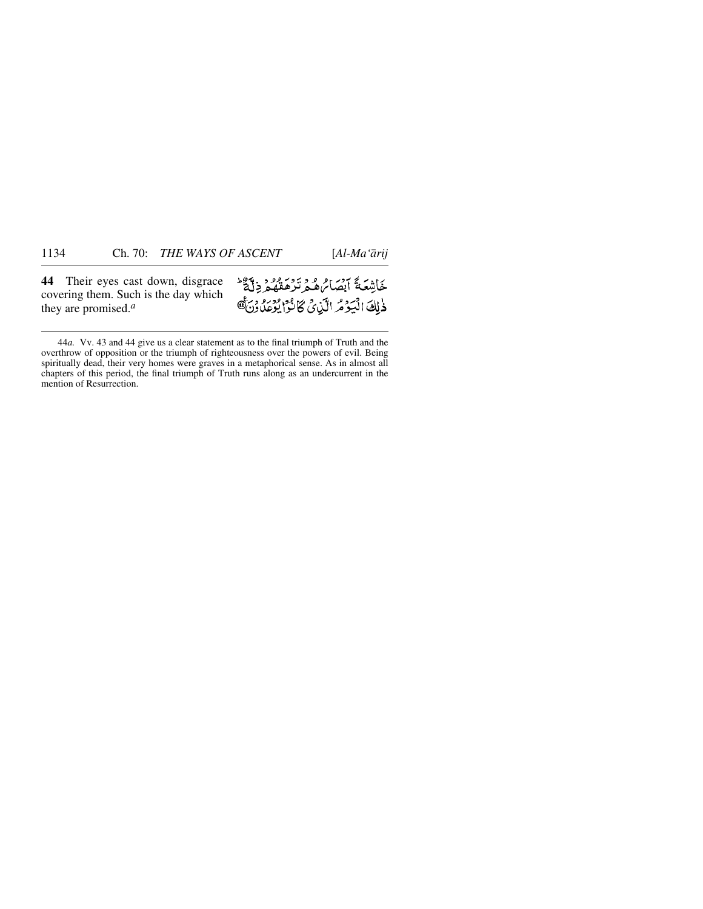**44** Their eyes cast down, disgrace covering them. Such is the day which they are promised.[a]

خَاشِعَةً اَبْصَارُهُمْ تَرْهَقُهُمْ ذِلَّةٌ ؕ ذٰلِكَ الْيَوْمُ الَّذِيْ كَانُوْا يُوْعَدُوْنَ ۟

---

44*a.* Vv. 43 and 44 give us a clear statement as to the final triumph of Truth and the overthrow of opposition or the triumph of righteousness over the powers of evil. Being spiritually dead, their very homes were graves in a metaphorical sense. As in almost all chapters of this period, the final triumph of Truth runs along as an undercurrent in the mention of Resurrection.